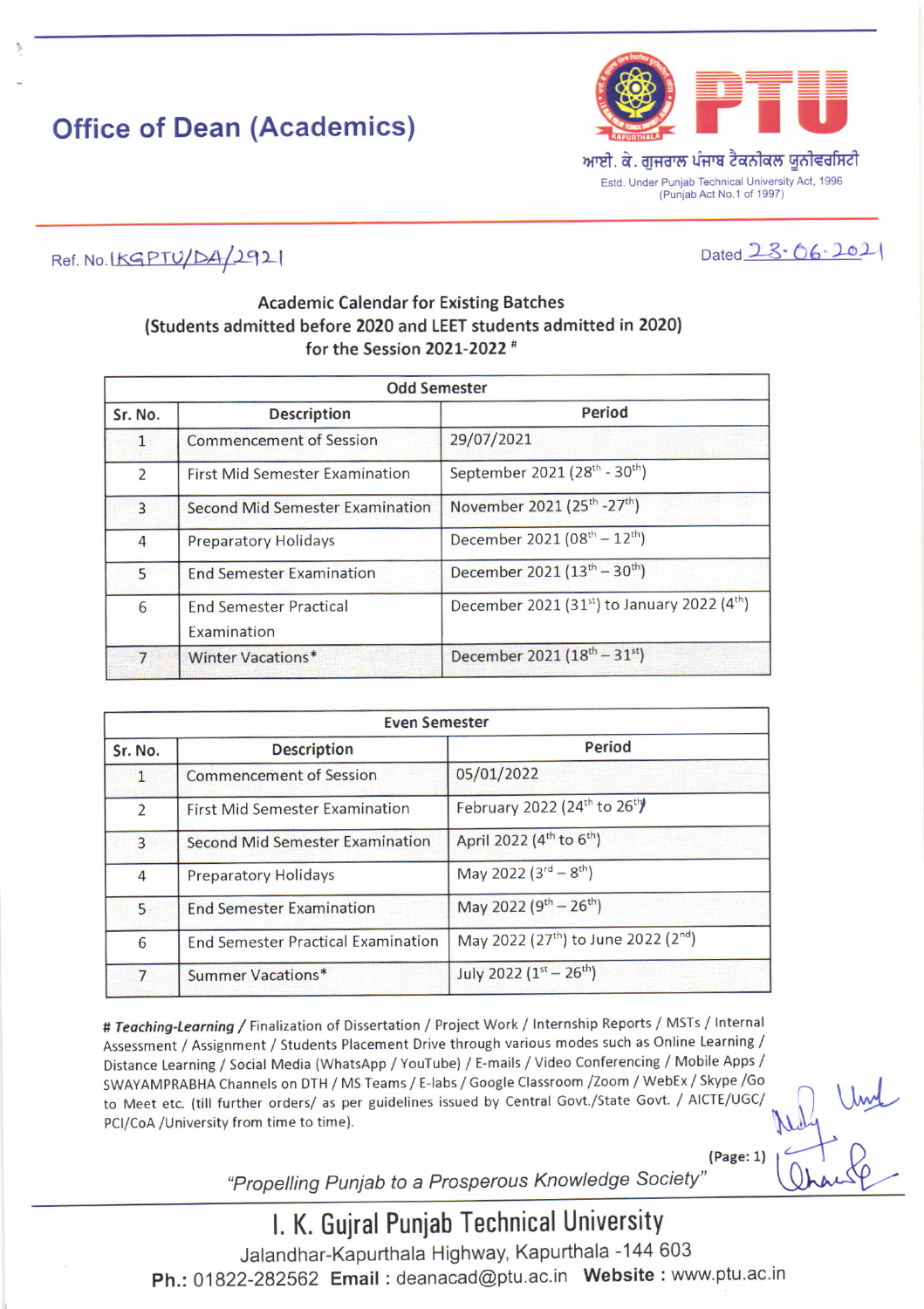# Office of Dean (Academics)

ਆਈ. ਕੇ. ਗੁਜਰਾਲ ਪੰਜਾਬ ਟੈਕਨੀਕਲ ਯੂਨੀਵਰਸਿਟੀ

Estd. Under Punjab Technical University Act, 1996 (Punjab Act No.1 of 1997)

Ref. No. IKGPTU/DA/2921

Dated 23.06.2021

## Academic Calendar for Existing Batches (Students admitted before 2020 and LEET students admitted in 2020) for the Session 2021-2022 #

| Odd Semester | | |
|---|---|---|
| Sr. No. | Description | Period |
| 1 | Commencement of Session | 29/07/2021 |
| 2 | First Mid Semester Examination | September 2021 (28th - 30th) |
| 3 | Second Mid Semester Examination | November 2021 (25th -27th) |
| 4 | Preparatory Holidays | December 2021 (08th – 12th) |
| 5 | End Semester Examination | December 2021 (13th – 30th) |
| 6 | End Semester Practical Examination | December 2021 (31st) to January 2022 (4th) |
| 7 | Winter Vacations* | December 2021 (18th – 31st) |

| Even Semester | | |
|---|---|---|
| Sr. No. | Description | Period |
| 1 | Commencement of Session | 05/01/2022 |
| 2 | First Mid Semester Examination | February 2022 (24th to 26th) |
| 3 | Second Mid Semester Examination | April 2022 (4th to 6th) |
| 4 | Preparatory Holidays | May 2022 (3rd – 8th) |
| 5 | End Semester Examination | May 2022 (9th – 26th) |
| 6 | End Semester Practical Examination | May 2022 (27th) to June 2022 (2nd) |
| 7 | Summer Vacations* | July 2022 (1st – 26th) |

# ***Teaching-Learning*** / Finalization of Dissertation / Project Work / Internship Reports / MSTs / Internal Assessment / Assignment / Students Placement Drive through various modes such as Online Learning / Distance Learning / Social Media (WhatsApp / YouTube) / E-mails / Video Conferencing / Mobile Apps / SWAYAMPRABHA Channels on DTH / MS Teams / E-labs / Google Classroom /Zoom / WebEx / Skype /Go to Meet etc. (till further orders/ as per guidelines issued by Central Govt./State Govt. / AICTE/UGC/ PCI/CoA /University from time to time).

"Propelling Punjab to a Prosperous Knowledge Society"

I. K. Gujral Punjab Technical University

Jalandhar-Kapurthala Highway, Kapurthala -144 603

**Ph.:** 01822-282562 **Email :** deanacad@ptu.ac.in **Website :** www.ptu.ac.in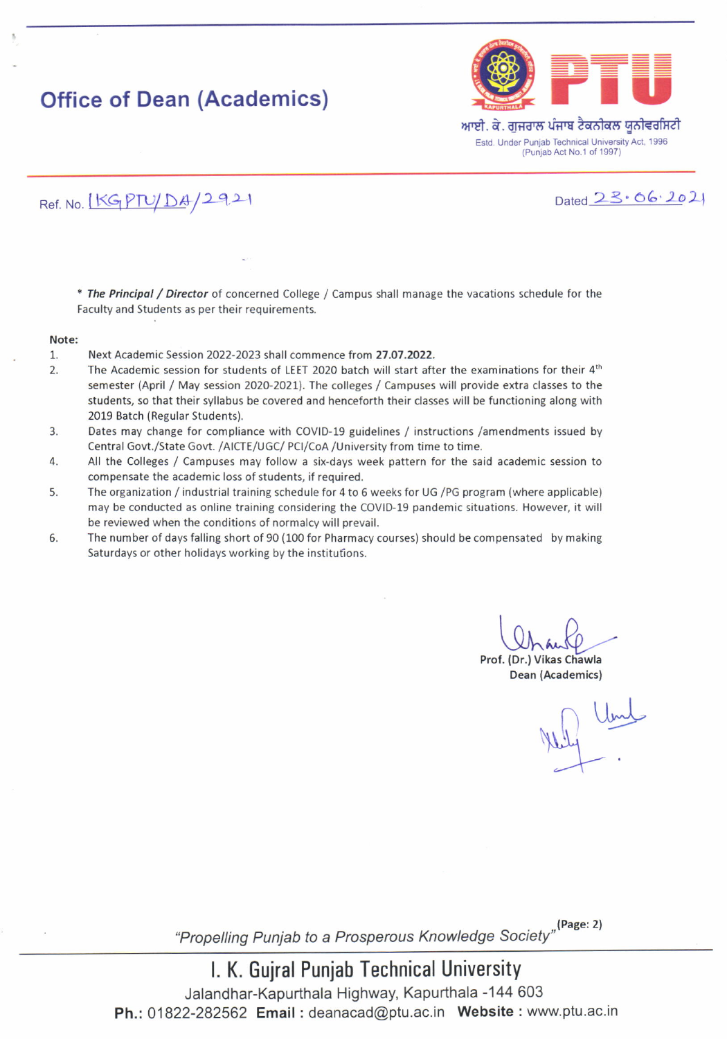# Office of Dean (Academics)

ਆਈ. ਕੇ. ਗੁਜਰਾਲ ਪੰਜਾਬ ਟੈਕਨੀਕਲ ਯੂਨੀਵਰਸਿਟੀ

Estd. Under Punjab Technical University Act, 1996 (Punjab Act No.1 of 1997)

Ref. No. IKGPTU/DA/2921

Dated 23.06.2021

\* ***The Principal / Director*** of concerned College / Campus shall manage the vacations schedule for the Faculty and Students as per their requirements.

**Note:**

1. Next Academic Session 2022-2023 shall commence from **27.07.2022**.
2. The Academic session for students of LEET 2020 batch will start after the examinations for their 4th semester (April / May session 2020-2021). The colleges / Campuses will provide extra classes to the students, so that their syllabus be covered and henceforth their classes will be functioning along with 2019 Batch (Regular Students).
3. Dates may change for compliance with COVID-19 guidelines / instructions /amendments issued by Central Govt./State Govt. /AICTE/UGC/ PCI/CoA /University from time to time.
4. All the Colleges / Campuses may follow a six-days week pattern for the said academic session to compensate the academic loss of students, if required.
5. The organization / industrial training schedule for 4 to 6 weeks for UG /PG program (where applicable) may be conducted as online training considering the COVID-19 pandemic situations. However, it will be reviewed when the conditions of normalcy will prevail.
6. The number of days falling short of 90 (100 for Pharmacy courses) should be compensated by making Saturdays or other holidays working by the institutions.

Prof. (Dr.) Vikas Chawla
Dean (Academics)

"Propelling Punjab to a Prosperous Knowledge Society"

**I. K. Gujral Punjab Technical University**

Jalandhar-Kapurthala Highway, Kapurthala -144 603

**Ph.:** 01822-282562 **Email :** deanacad@ptu.ac.in **Website :** www.ptu.ac.in